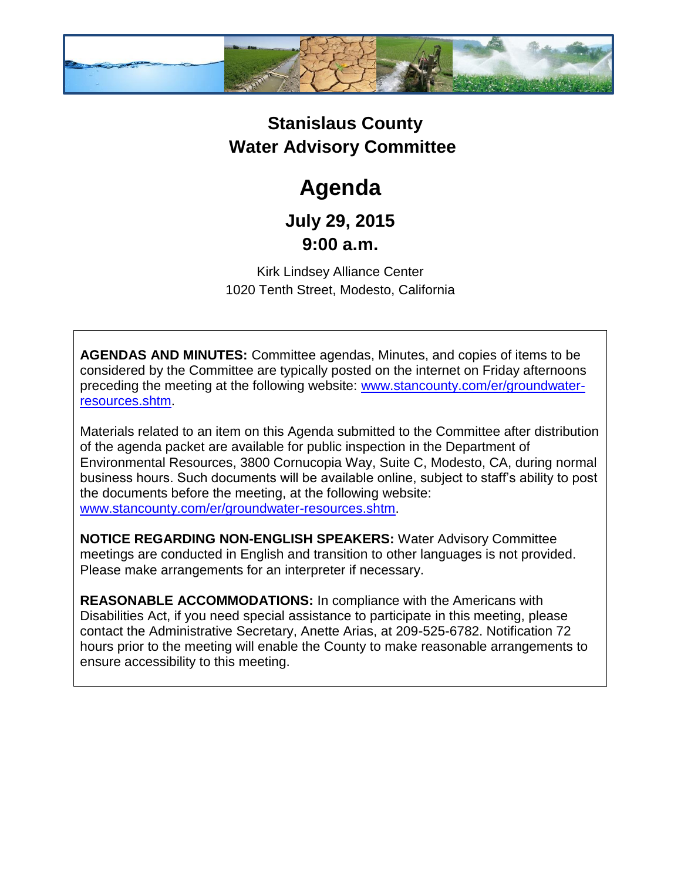# Stanislaus County
# Water Advisory Committee

## Agenda

### July 29, 2015
### 9:00 a.m.

Kirk Lindsey Alliance Center
1020 Tenth Street, Modesto, California

**AGENDAS AND MINUTES:** Committee agendas, Minutes, and copies of items to be considered by the Committee are typically posted on the internet on Friday afternoons preceding the meeting at the following website: [www.stancounty.com/er/groundwater-resources.shtm](www.stancounty.com/er/groundwater-resources.shtm).

Materials related to an item on this Agenda submitted to the Committee after distribution of the agenda packet are available for public inspection in the Department of Environmental Resources, 3800 Cornucopia Way, Suite C, Modesto, CA, during normal business hours. Such documents will be available online, subject to staff's ability to post the documents before the meeting, at the following website: [www.stancounty.com/er/groundwater-resources.shtm](www.stancounty.com/er/groundwater-resources.shtm).

**NOTICE REGARDING NON-ENGLISH SPEAKERS:** Water Advisory Committee meetings are conducted in English and transition to other languages is not provided. Please make arrangements for an interpreter if necessary.

**REASONABLE ACCOMMODATIONS:** In compliance with the Americans with Disabilities Act, if you need special assistance to participate in this meeting, please contact the Administrative Secretary, Anette Arias, at 209-525-6782. Notification 72 hours prior to the meeting will enable the County to make reasonable arrangements to ensure accessibility to this meeting.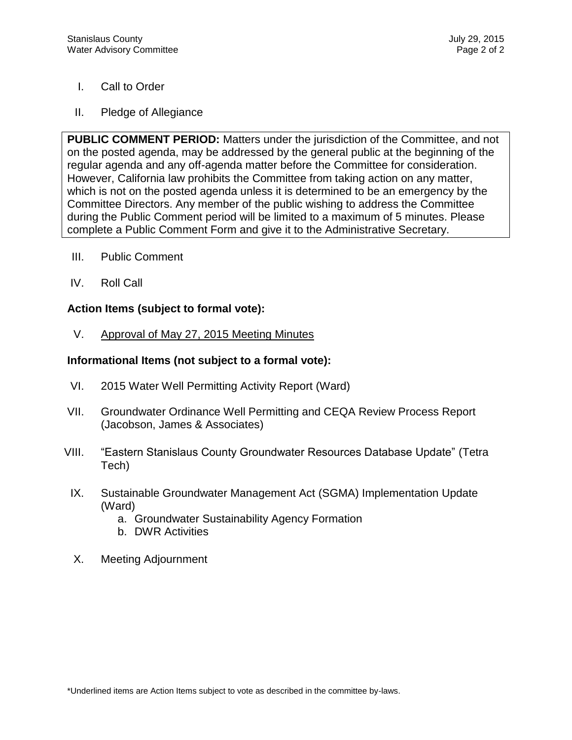I. Call to Order

II. Pledge of Allegiance

**PUBLIC COMMENT PERIOD:** Matters under the jurisdiction of the Committee, and not on the posted agenda, may be addressed by the general public at the beginning of the regular agenda and any off-agenda matter before the Committee for consideration. However, California law prohibits the Committee from taking action on any matter, which is not on the posted agenda unless it is determined to be an emergency by the Committee Directors. Any member of the public wishing to address the Committee during the Public Comment period will be limited to a maximum of 5 minutes. Please complete a Public Comment Form and give it to the Administrative Secretary.

III. Public Comment

IV. Roll Call

**Action Items (subject to formal vote):**

V. <u>Approval of May 27, 2015 Meeting Minutes</u>

**Informational Items (not subject to a formal vote):**

VI. 2015 Water Well Permitting Activity Report (Ward)

VII. Groundwater Ordinance Well Permitting and CEQA Review Process Report (Jacobson, James & Associates)

VIII. "Eastern Stanislaus County Groundwater Resources Database Update" (Tetra Tech)

IX. Sustainable Groundwater Management Act (SGMA) Implementation Update (Ward)
   a. Groundwater Sustainability Agency Formation
   b. DWR Activities

X. Meeting Adjournment

*Underlined items are Action Items subject to vote as described in the committee by-laws.